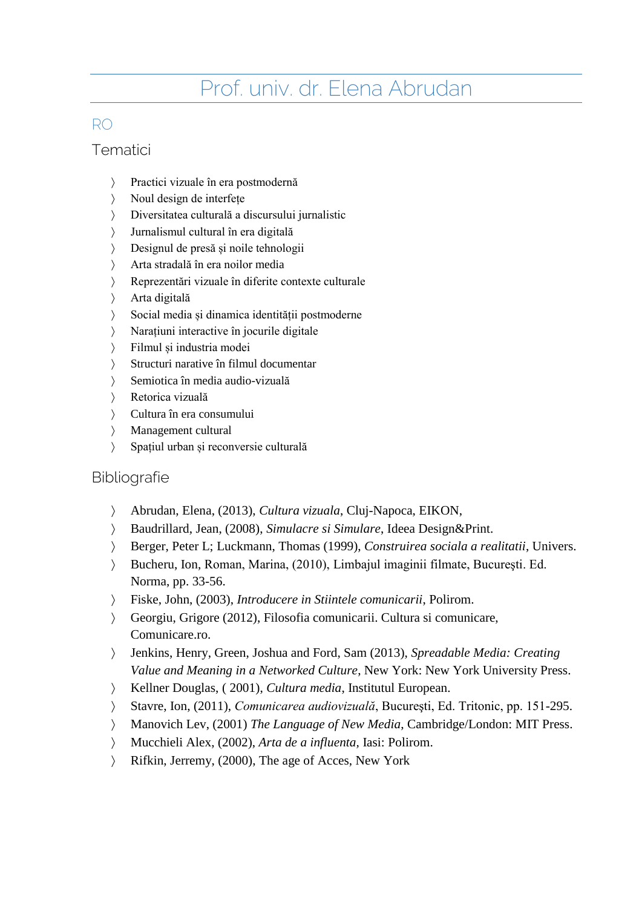# Prof. univ. dr. Elena Abrudan

## RO

### Tematici

- Practici vizuale în era postmodernă
- Noul design de interfețe
- Diversitatea culturală a discursului jurnalistic
- Jurnalismul cultural în era digitală
- Designul de presă și noile tehnologii
- Arta stradală în era noilor media
- Reprezentări vizuale în diferite contexte culturale
- Arta digitală
- Social media și dinamica identității postmoderne
- Narațiuni interactive în jocurile digitale
- Filmul și industria modei
- Structuri narative în filmul documentar
- Semiotica în media audio-vizuală
- Retorica vizuală
- Cultura în era consumului
- Management cultural
- Spațiul urban și reconversie culturală

### Bibliografie

- Abrudan, Elena, (2013), *Cultura vizuala*, Cluj-Napoca, EIKON,
- Baudrillard, Jean, (2008), *Simulacre si Simulare*, Ideea Design&Print.
- Berger, Peter L; Luckmann, Thomas (1999), *Construirea sociala a realitatii*, Univers.
- Bucheru, Ion, Roman, Marina, (2010), Limbajul imaginii filmate, Bucureşti. Ed. Norma, pp. 33-56.
- Fiske, John, (2003), *Introducere in Stiintele comunicarii*, Polirom.
- Georgiu, Grigore (2012), Filosofia comunicarii. Cultura si comunicare, Comunicare.ro.
- Jenkins, Henry, Green, Joshua and Ford, Sam (2013), *Spreadable Media: Creating Value and Meaning in a Networked Culture*, New York: New York University Press.
- Kellner Douglas, ( 2001), *Cultura media*, Institutul European.
- Stavre, Ion, (2011), *Comunicarea audiovizuală*, Bucureşti, Ed. Tritonic, pp. 151-295.
- Manovich Lev, (2001) *The Language of New Media*, Cambridge/London: MIT Press.
- Mucchieli Alex, (2002), *Arta de a influenta*, Iasi: Polirom.
- Rifkin, Jerremy, (2000), The age of Acces, New York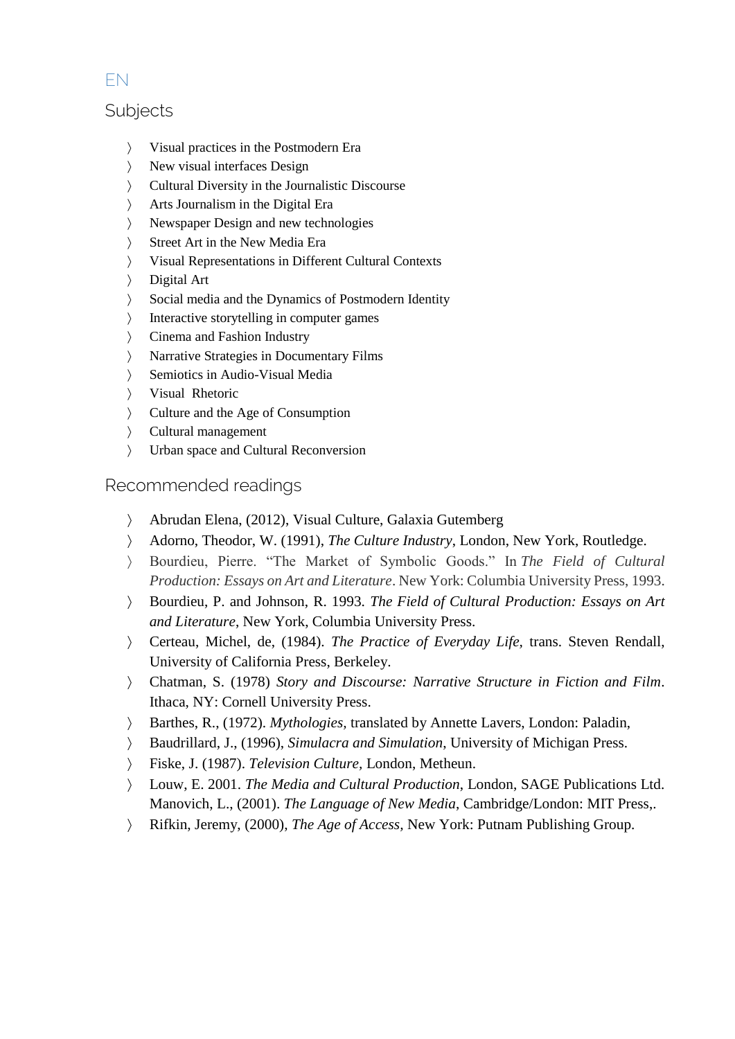EN

## Subjects

- Visual practices in the Postmodern Era
- New visual interfaces Design
- Cultural Diversity in the Journalistic Discourse
- Arts Journalism in the Digital Era
- Newspaper Design and new technologies
- Street Art in the New Media Era
- Visual Representations in Different Cultural Contexts
- Digital Art
- Social media and the Dynamics of Postmodern Identity
- Interactive storytelling in computer games
- Cinema and Fashion Industry
- Narrative Strategies in Documentary Films
- Semiotics in Audio-Visual Media
- Visual Rhetoric
- Culture and the Age of Consumption
- Cultural management
- Urban space and Cultural Reconversion

## Recommended readings

- Abrudan Elena, (2012), Visual Culture, Galaxia Gutemberg
- Adorno, Theodor, W. (1991), *The Culture Industry*, London, New York, Routledge.
- Bourdieu, Pierre. "The Market of Symbolic Goods." In *The Field of Cultural Production: Essays on Art and Literature*. New York: Columbia University Press, 1993.
- Bourdieu, P. and Johnson, R. 1993. *The Field of Cultural Production: Essays on Art and Literature*, New York, Columbia University Press.
- Certeau, Michel, de, (1984). *The Practice of Everyday Life*, trans. Steven Rendall, University of California Press, Berkeley.
- Chatman, S. (1978) *Story and Discourse: Narrative Structure in Fiction and Film*. Ithaca, NY: Cornell University Press.
- Barthes, R., (1972). *Mythologies,* translated by Annette Lavers, London: Paladin,
- Baudrillard, J., (1996), *Simulacra and Simulation*, University of Michigan Press.
- Fiske, J. (1987). *Television Culture,* London, Metheun.
- Louw, E. 2001. *The Media and Cultural Production*, London, SAGE Publications Ltd. Manovich, L., (2001). *The Language of New Media*, Cambridge/London: MIT Press,.
- Rifkin, Jeremy, (2000), *The Age of Access*, New York: Putnam Publishing Group.